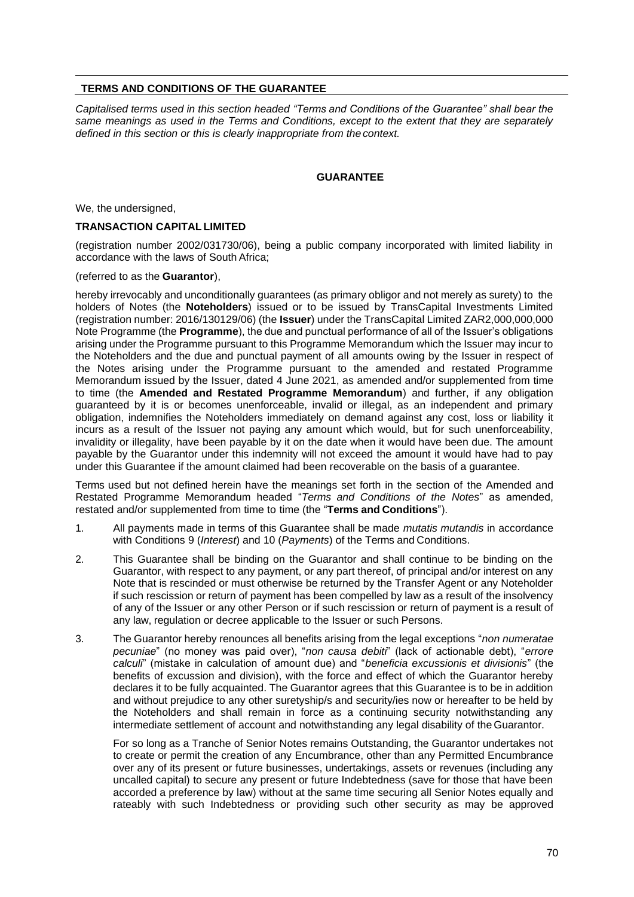## TERMS AND CONDITIONS OF THE GUARANTEE

*Capitalised terms used in this section headed "Terms and Conditions of the Guarantee" shall bear the same meanings as used in the Terms and Conditions, except to the extent that they are separately defined in this section or this is clearly inappropriate from the context.*

### GUARANTEE

We, the undersigned,

**TRANSACTION CAPITAL LIMITED**

(registration number 2002/031730/06), being a public company incorporated with limited liability in accordance with the laws of South Africa;

(referred to as the **Guarantor**),

hereby irrevocably and unconditionally guarantees (as primary obligor and not merely as surety) to the holders of Notes (the **Noteholders**) issued or to be issued by TransCapital Investments Limited (registration number: 2016/130129/06) (the **Issuer**) under the TransCapital Limited ZAR2,000,000,000 Note Programme (the **Programme**), the due and punctual performance of all of the Issuer's obligations arising under the Programme pursuant to this Programme Memorandum which the Issuer may incur to the Noteholders and the due and punctual payment of all amounts owing by the Issuer in respect of the Notes arising under the Programme pursuant to the amended and restated Programme Memorandum issued by the Issuer, dated 4 June 2021, as amended and/or supplemented from time to time (the **Amended and Restated Programme Memorandum**) and further, if any obligation guaranteed by it is or becomes unenforceable, invalid or illegal, as an independent and primary obligation, indemnifies the Noteholders immediately on demand against any cost, loss or liability it incurs as a result of the Issuer not paying any amount which would, but for such unenforceability, invalidity or illegality, have been payable by it on the date when it would have been due. The amount payable by the Guarantor under this indemnity will not exceed the amount it would have had to pay under this Guarantee if the amount claimed had been recoverable on the basis of a guarantee.

Terms used but not defined herein have the meanings set forth in the section of the Amended and Restated Programme Memorandum headed "*Terms and Conditions of the Notes*" as amended, restated and/or supplemented from time to time (the "**Terms and Conditions**").

1. All payments made in terms of this Guarantee shall be made *mutatis mutandis* in accordance with Conditions 9 (*Interest*) and 10 (*Payments*) of the Terms and Conditions.
2. This Guarantee shall be binding on the Guarantor and shall continue to be binding on the Guarantor, with respect to any payment, or any part thereof, of principal and/or interest on any Note that is rescinded or must otherwise be returned by the Transfer Agent or any Noteholder if such rescission or return of payment has been compelled by law as a result of the insolvency of any of the Issuer or any other Person or if such rescission or return of payment is a result of any law, regulation or decree applicable to the Issuer or such Persons.
3. The Guarantor hereby renounces all benefits arising from the legal exceptions "*non numeratae pecuniae*" (no money was paid over), "*non causa debiti*" (lack of actionable debt), "*errore calculi*" (mistake in calculation of amount due) and "*beneficia excussionis et divisionis*" (the benefits of excussion and division), with the force and effect of which the Guarantor hereby declares it to be fully acquainted. The Guarantor agrees that this Guarantee is to be in addition and without prejudice to any other suretyship/s and security/ies now or hereafter to be held by the Noteholders and shall remain in force as a continuing security notwithstanding any intermediate settlement of account and notwithstanding any legal disability of the Guarantor.

   For so long as a Tranche of Senior Notes remains Outstanding, the Guarantor undertakes not to create or permit the creation of any Encumbrance, other than any Permitted Encumbrance over any of its present or future businesses, undertakings, assets or revenues (including any uncalled capital) to secure any present or future Indebtedness (save for those that have been accorded a preference by law) without at the same time securing all Senior Notes equally and rateably with such Indebtedness or providing such other security as may be approved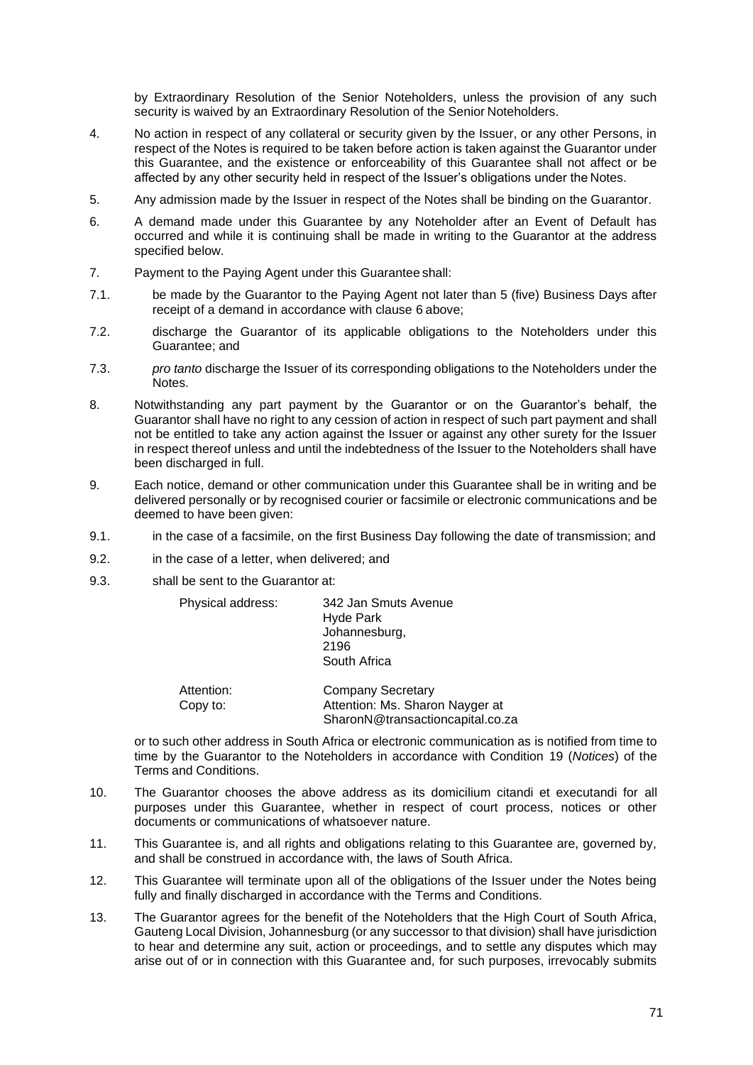by Extraordinary Resolution of the Senior Noteholders, unless the provision of any such security is waived by an Extraordinary Resolution of the Senior Noteholders.

4. No action in respect of any collateral or security given by the Issuer, or any other Persons, in respect of the Notes is required to be taken before action is taken against the Guarantor under this Guarantee, and the existence or enforceability of this Guarantee shall not affect or be affected by any other security held in respect of the Issuer's obligations under the Notes.

5. Any admission made by the Issuer in respect of the Notes shall be binding on the Guarantor.

6. A demand made under this Guarantee by any Noteholder after an Event of Default has occurred and while it is continuing shall be made in writing to the Guarantor at the address specified below.

7. Payment to the Paying Agent under this Guarantee shall:

7.1. be made by the Guarantor to the Paying Agent not later than 5 (five) Business Days after receipt of a demand in accordance with clause 6 above;

7.2. discharge the Guarantor of its applicable obligations to the Noteholders under this Guarantee; and

7.3. *pro tanto* discharge the Issuer of its corresponding obligations to the Noteholders under the Notes.

8. Notwithstanding any part payment by the Guarantor or on the Guarantor's behalf, the Guarantor shall have no right to any cession of action in respect of such part payment and shall not be entitled to take any action against the Issuer or against any other surety for the Issuer in respect thereof unless and until the indebtedness of the Issuer to the Noteholders shall have been discharged in full.

9. Each notice, demand or other communication under this Guarantee shall be in writing and be delivered personally or by recognised courier or facsimile or electronic communications and be deemed to have been given:

9.1. in the case of a facsimile, on the first Business Day following the date of transmission; and

9.2. in the case of a letter, when delivered; and

9.3. shall be sent to the Guarantor at:

| | |
|---|---|
| Physical address: | 342 Jan Smuts Avenue<br>Hyde Park<br>Johannesburg,<br>2196<br>South Africa |
| Attention: | Company Secretary |
| Copy to: | Attention: Ms. Sharon Nayger at<br>SharonN@transactioncapital.co.za |

or to such other address in South Africa or electronic communication as is notified from time to time by the Guarantor to the Noteholders in accordance with Condition 19 (*Notices*) of the Terms and Conditions.

10. The Guarantor chooses the above address as its domicilium citandi et executandi for all purposes under this Guarantee, whether in respect of court process, notices or other documents or communications of whatsoever nature.

11. This Guarantee is, and all rights and obligations relating to this Guarantee are, governed by, and shall be construed in accordance with, the laws of South Africa.

12. This Guarantee will terminate upon all of the obligations of the Issuer under the Notes being fully and finally discharged in accordance with the Terms and Conditions.

13. The Guarantor agrees for the benefit of the Noteholders that the High Court of South Africa, Gauteng Local Division, Johannesburg (or any successor to that division) shall have jurisdiction to hear and determine any suit, action or proceedings, and to settle any disputes which may arise out of or in connection with this Guarantee and, for such purposes, irrevocably submits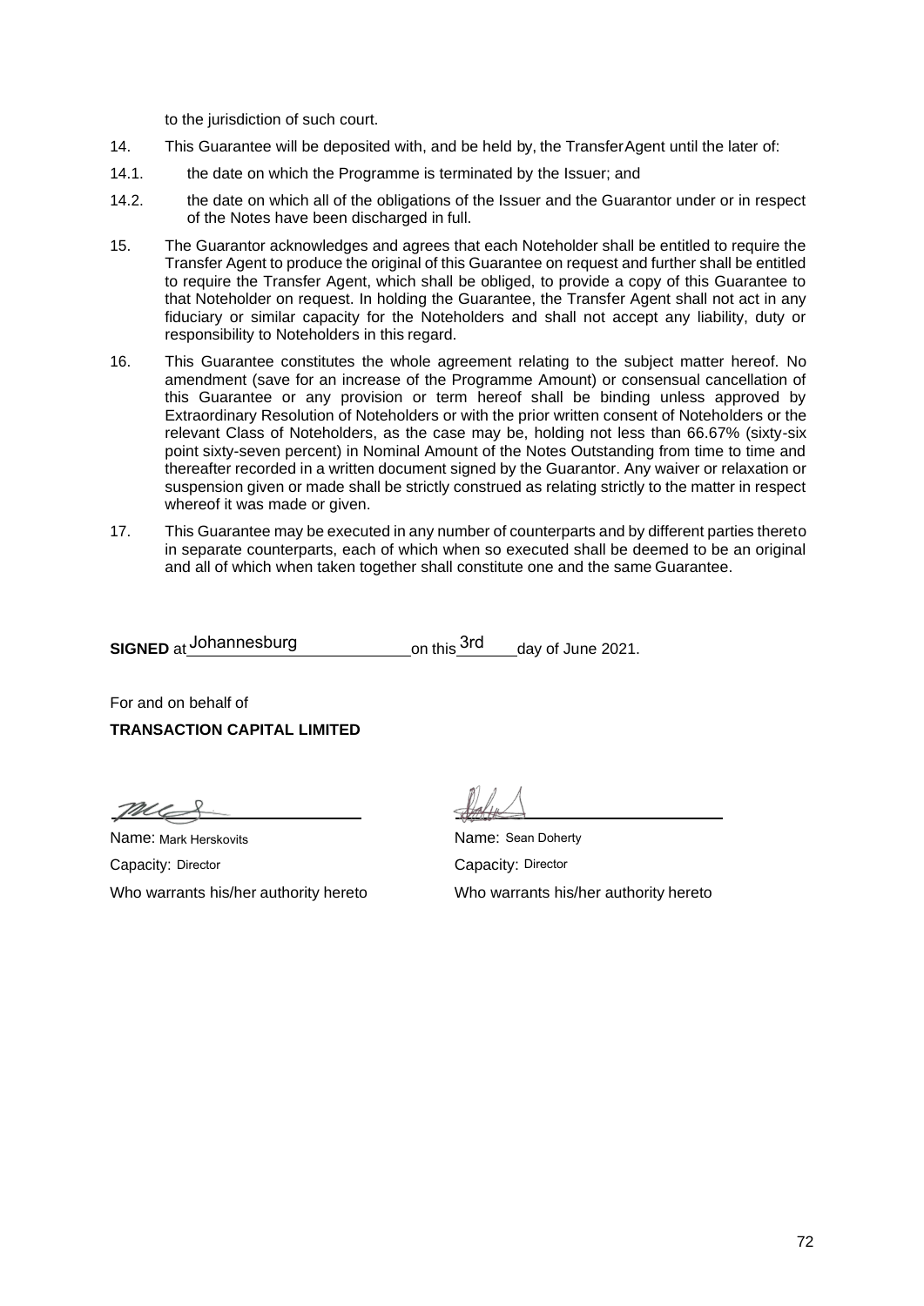to the jurisdiction of such court.

14. This Guarantee will be deposited with, and be held by, the Transfer Agent until the later of:

14.1. the date on which the Programme is terminated by the Issuer; and

14.2. the date on which all of the obligations of the Issuer and the Guarantor under or in respect of the Notes have been discharged in full.

15. The Guarantor acknowledges and agrees that each Noteholder shall be entitled to require the Transfer Agent to produce the original of this Guarantee on request and further shall be entitled to require the Transfer Agent, which shall be obliged, to provide a copy of this Guarantee to that Noteholder on request. In holding the Guarantee, the Transfer Agent shall not act in any fiduciary or similar capacity for the Noteholders and shall not accept any liability, duty or responsibility to Noteholders in this regard.

16. This Guarantee constitutes the whole agreement relating to the subject matter hereof. No amendment (save for an increase of the Programme Amount) or consensual cancellation of this Guarantee or any provision or term hereof shall be binding unless approved by Extraordinary Resolution of Noteholders or with the prior written consent of Noteholders or the relevant Class of Noteholders, as the case may be, holding not less than 66.67% (sixty-six point sixty-seven percent) in Nominal Amount of the Notes Outstanding from time to time and thereafter recorded in a written document signed by the Guarantor. Any waiver or relaxation or suspension given or made shall be strictly construed as relating strictly to the matter in respect whereof it was made or given.

17. This Guarantee may be executed in any number of counterparts and by different parties thereto in separate counterparts, each of which when so executed shall be deemed to be an original and all of which when taken together shall constitute one and the same Guarantee.

**SIGNED** at Johannesburg on this 3rd day of June 2021.

For and on behalf of

**TRANSACTION CAPITAL LIMITED**

| | |
|---|---|
| Name: Mark Herskovits | Name: Sean Doherty |
| Capacity: Director | Capacity: Director |
| Who warrants his/her authority hereto | Who warrants his/her authority hereto |